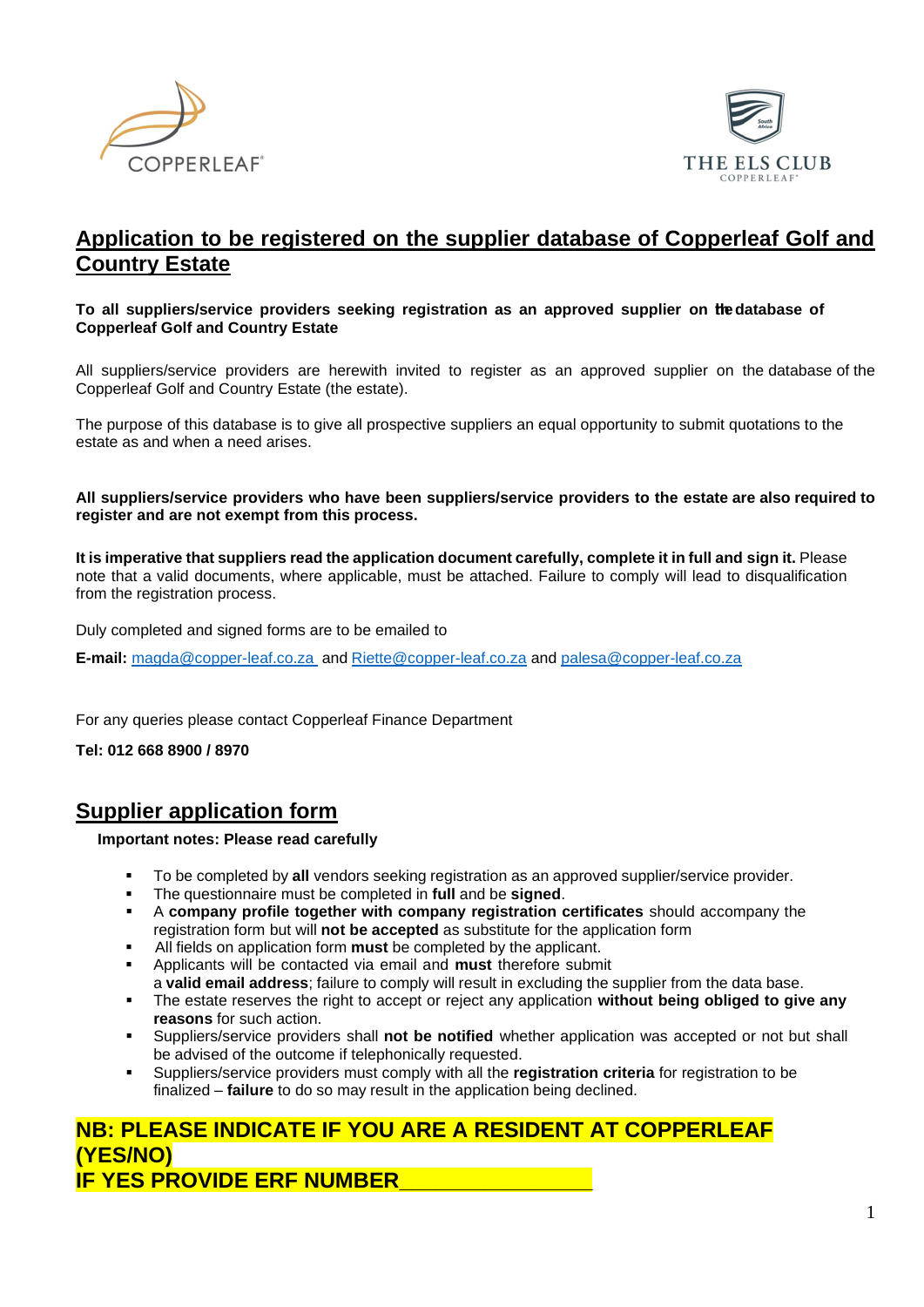COPPERLEAF

THE ELS CLUB
COPPERLEAF

# Application to be registered on the supplier database of Copperleaf Golf and Country Estate

**To all suppliers/service providers seeking registration as an approved supplier on the database of Copperleaf Golf and Country Estate**

All suppliers/service providers are herewith invited to register as an approved supplier on the database of the Copperleaf Golf and Country Estate (the estate).

The purpose of this database is to give all prospective suppliers an equal opportunity to submit quotations to the estate as and when a need arises.

**All suppliers/service providers who have been suppliers/service providers to the estate are also required to register and are not exempt from this process.**

**It is imperative that suppliers read the application document carefully, complete it in full and sign it.** Please note that a valid documents, where applicable, must be attached. Failure to comply will lead to disqualification from the registration process.

Duly completed and signed forms are to be emailed to

**E-mail:** magda@copper-leaf.co.za and Riette@copper-leaf.co.za and palesa@copper-leaf.co.za

For any queries please contact Copperleaf Finance Department

**Tel: 012 668 8900 / 8970**

## Supplier application form

**Important notes: Please read carefully**

- To be completed by **all** vendors seeking registration as an approved supplier/service provider.
- The questionnaire must be completed in **full** and be **signed**.
- A **company profile together with company registration certificates** should accompany the registration form but will **not be accepted** as substitute for the application form
- All fields on application form **must** be completed by the applicant.
- Applicants will be contacted via email and **must** therefore submit a **valid email address**; failure to comply will result in excluding the supplier from the data base.
- The estate reserves the right to accept or reject any application **without being obliged to give any reasons** for such action.
- Suppliers/service providers shall **not be notified** whether application was accepted or not but shall be advised of the outcome if telephonically requested.
- Suppliers/service providers must comply with all the **registration criteria** for registration to be finalized – **failure** to do so may result in the application being declined.

**NB: PLEASE INDICATE IF YOU ARE A RESIDENT AT COPPERLEAF (YES/NO)**
**IF YES PROVIDE ERF NUMBER\_\_\_\_\_\_\_\_\_\_\_\_\_\_\_\_**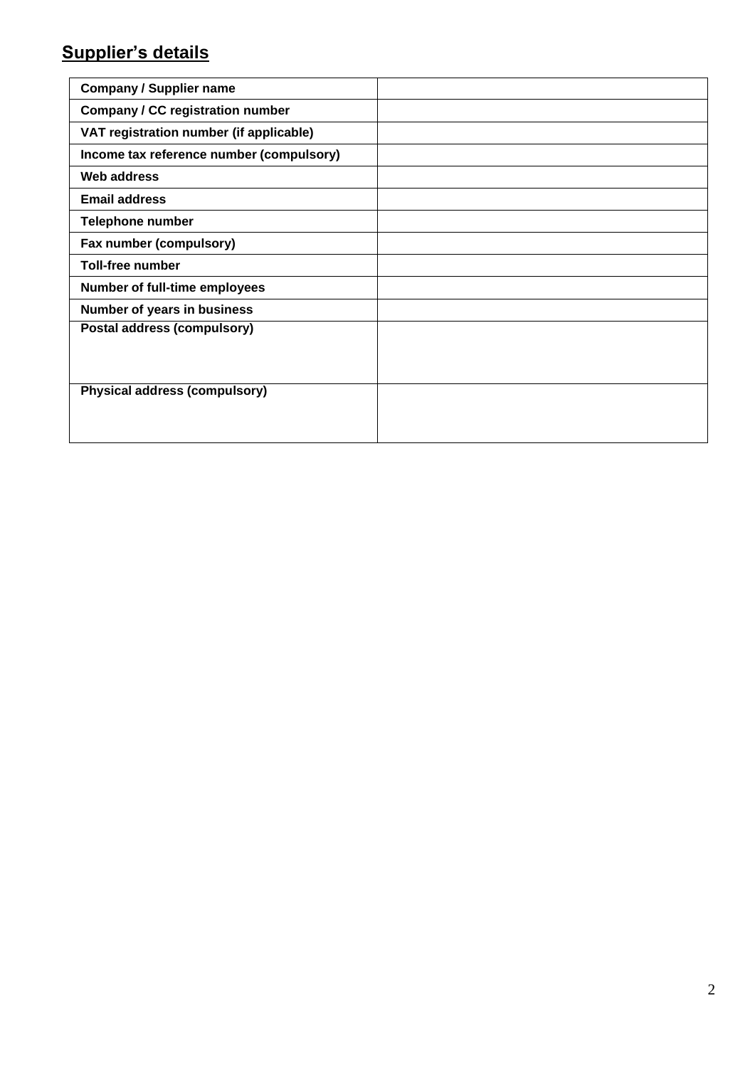## Supplier's details

| **Company / Supplier name** | |
|---|---|
| **Company / CC registration number** | |
| **VAT registration number (if applicable)** | |
| **Income tax reference number (compulsory)** | |
| **Web address** | |
| **Email address** | |
| **Telephone number** | |
| **Fax number (compulsory)** | |
| **Toll-free number** | |
| **Number of full-time employees** | |
| **Number of years in business** | |
| **Postal address (compulsory)** | |
| **Physical address (compulsory)** | |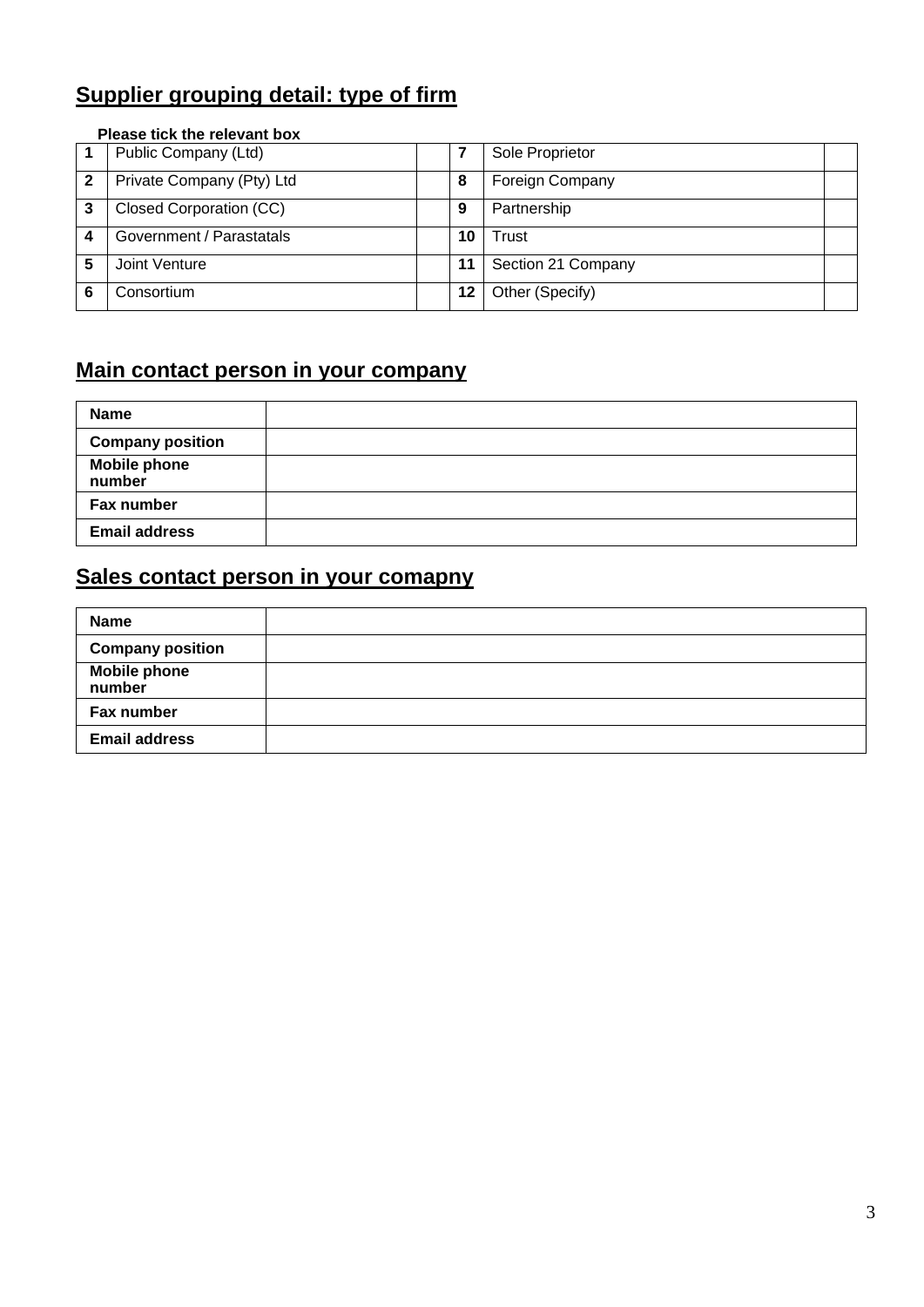## Supplier grouping detail: type of firm

**Please tick the relevant box**

| | | | | | |
|---|---|---|---|---|---|
| **1** | Public Company (Ltd) | | **7** | Sole Proprietor | |
| **2** | Private Company (Pty) Ltd | | **8** | Foreign Company | |
| **3** | Closed Corporation (CC) | | **9** | Partnership | |
| **4** | Government / Parastatals | | **10** | Trust | |
| **5** | Joint Venture | | **11** | Section 21 Company | |
| **6** | Consortium | | **12** | Other (Specify) | |

## Main contact person in your company

| | |
|---|---|
| **Name** | |
| **Company position** | |
| **Mobile phone number** | |
| **Fax number** | |
| **Email address** | |

## Sales contact person in your comapny

| | |
|---|---|
| **Name** | |
| **Company position** | |
| **Mobile phone number** | |
| **Fax number** | |
| **Email address** | |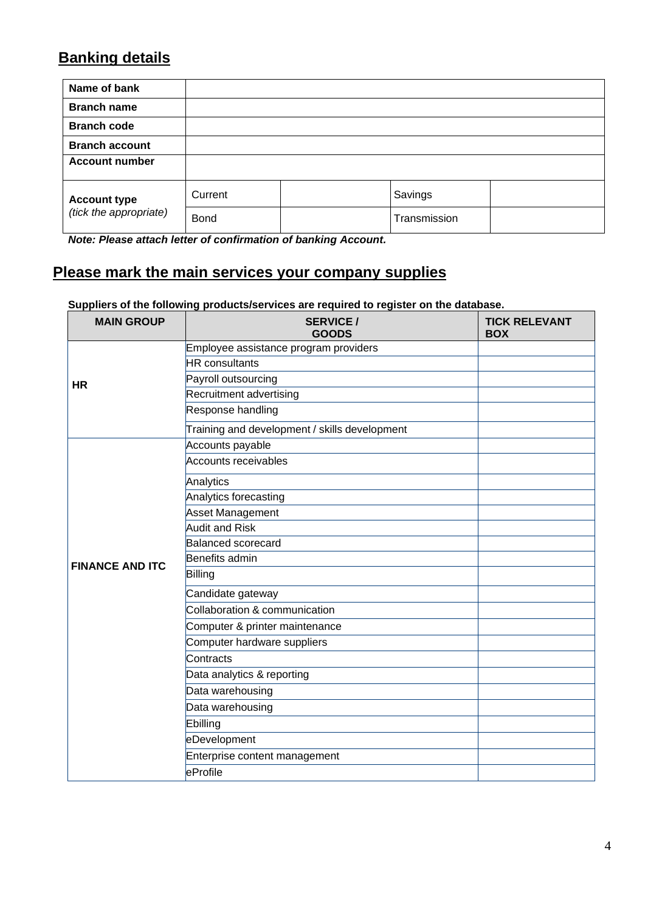## Banking details

| Name of bank | | | | |
|---|---|---|---|---|
| **Branch name** | | | | |
| **Branch code** | | | | |
| **Branch account** | | | | |
| **Account number** | | | | |
| **Account type** *(tick the appropriate)* | Current | | Savings | |
| | Bond | | Transmission | |

***Note: Please attach letter of confirmation of banking Account.***

## Please mark the main services your company supplies

**Suppliers of the following products/services are required to register on the database.**

| MAIN GROUP | SERVICE / GOODS | TICK RELEVANT BOX |
|---|---|---|
| **HR** | Employee assistance program providers | |
| | HR consultants | |
| | Payroll outsourcing | |
| | Recruitment advertising | |
| | Response handling | |
| | Training and development / skills development | |
| **FINANCE AND ITC** | Accounts payable | |
| | Accounts receivables | |
| | Analytics | |
| | Analytics forecasting | |
| | Asset Management | |
| | Audit and Risk | |
| | Balanced scorecard | |
| | Benefits admin | |
| | Billing | |
| | Candidate gateway | |
| | Collaboration & communication | |
| | Computer & printer maintenance | |
| | Computer hardware suppliers | |
| | Contracts | |
| | Data analytics & reporting | |
| | Data warehousing | |
| | Data warehousing | |
| | Ebilling | |
| | eDevelopment | |
| | Enterprise content management | |
| | eProfile | |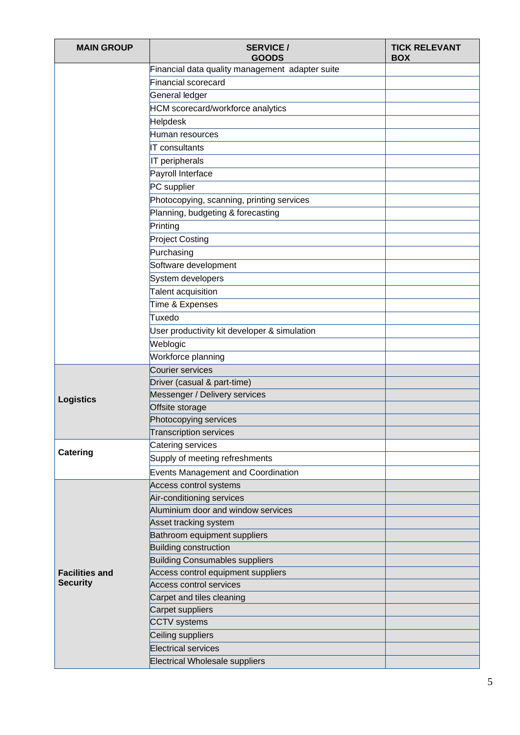| MAIN GROUP | SERVICE / GOODS | TICK RELEVANT BOX |
|---|---|---|
| | Financial data quality management adapter suite | |
| | Financial scorecard | |
| | General ledger | |
| | HCM scorecard/workforce analytics | |
| | Helpdesk | |
| | Human resources | |
| | IT consultants | |
| | IT peripherals | |
| | Payroll Interface | |
| | PC supplier | |
| | Photocopying, scanning, printing services | |
| | Planning, budgeting & forecasting | |
| | Printing | |
| | Project Costing | |
| | Purchasing | |
| | Software development | |
| | System developers | |
| | Talent acquisition | |
| | Time & Expenses | |
| | Tuxedo | |
| | User productivity kit developer & simulation | |
| | Weblogic | |
| | Workforce planning | |
| **Logistics** | Courier services | |
| | Driver (casual & part-time) | |
| | Messenger / Delivery services | |
| | Offsite storage | |
| | Photocopying services | |
| | Transcription services | |
| **Catering** | Catering services | |
| | Supply of meeting refreshments | |
| | Events Management and Coordination | |
| **Facilities and Security** | Access control systems | |
| | Air-conditioning services | |
| | Aluminium door and window services | |
| | Asset tracking system | |
| | Bathroom equipment suppliers | |
| | Building construction | |
| | Building Consumables suppliers | |
| | Access control equipment suppliers | |
| | Access control services | |
| | Carpet and tiles cleaning | |
| | Carpet suppliers | |
| | CCTV systems | |
| | Ceiling suppliers | |
| | Electrical services | |
| | Electrical Wholesale suppliers | |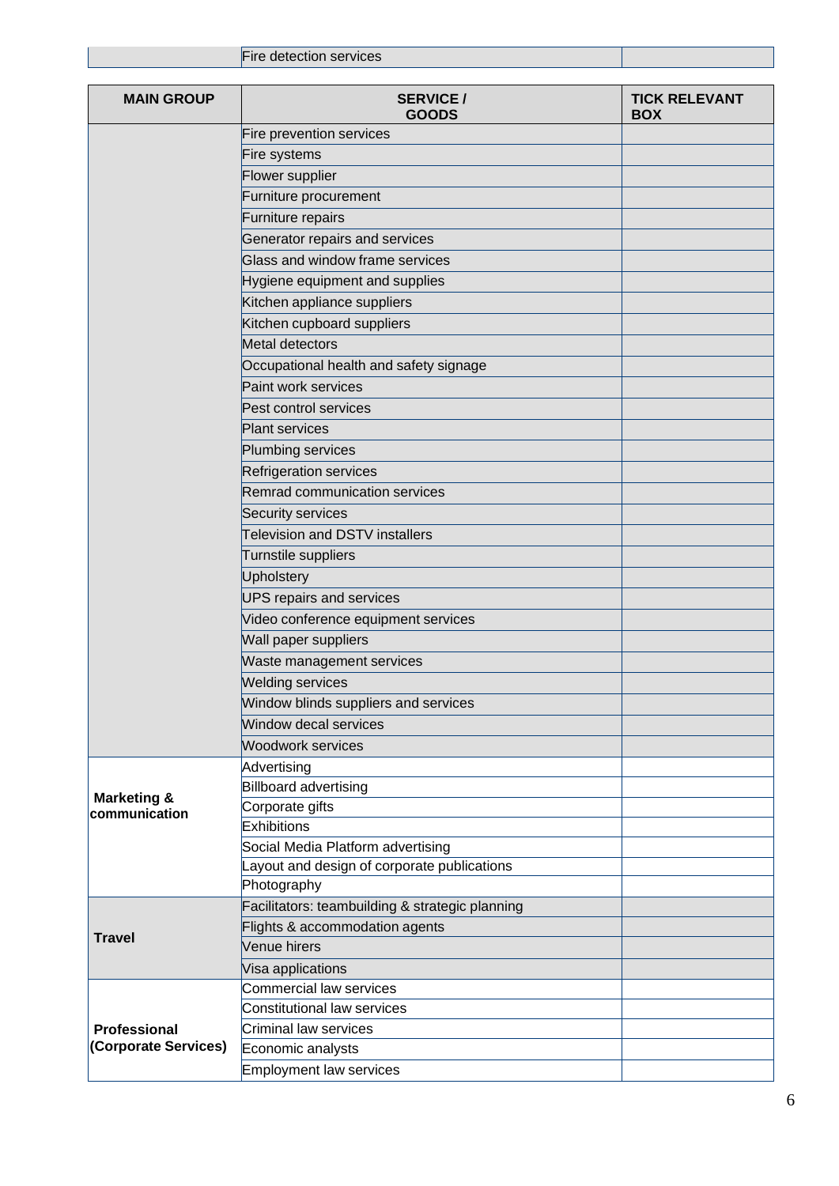| | Fire detection services | |
|---|---|---|

| MAIN GROUP | SERVICE / GOODS | TICK RELEVANT BOX |
|---|---|---|
| | Fire prevention services | |
| | Fire systems | |
| | Flower supplier | |
| | Furniture procurement | |
| | Furniture repairs | |
| | Generator repairs and services | |
| | Glass and window frame services | |
| | Hygiene equipment and supplies | |
| | Kitchen appliance suppliers | |
| | Kitchen cupboard suppliers | |
| | Metal detectors | |
| | Occupational health and safety signage | |
| | Paint work services | |
| | Pest control services | |
| | Plant services | |
| | Plumbing services | |
| | Refrigeration services | |
| | Remrad communication services | |
| | Security services | |
| | Television and DSTV installers | |
| | Turnstile suppliers | |
| | Upholstery | |
| | UPS repairs and services | |
| | Video conference equipment services | |
| | Wall paper suppliers | |
| | Waste management services | |
| | Welding services | |
| | Window blinds suppliers and services | |
| | Window decal services | |
| | Woodwork services | |
| **Marketing & communication** | Advertising | |
| | Billboard advertising | |
| | Corporate gifts | |
| | Exhibitions | |
| | Social Media Platform advertising | |
| | Layout and design of corporate publications | |
| | Photography | |
| **Travel** | Facilitators: teambuilding & strategic planning | |
| | Flights & accommodation agents | |
| | Venue hirers | |
| | Visa applications | |
| **Professional (Corporate Services)** | Commercial law services | |
| | Constitutional law services | |
| | Criminal law services | |
| | Economic analysts | |
| | Employment law services | |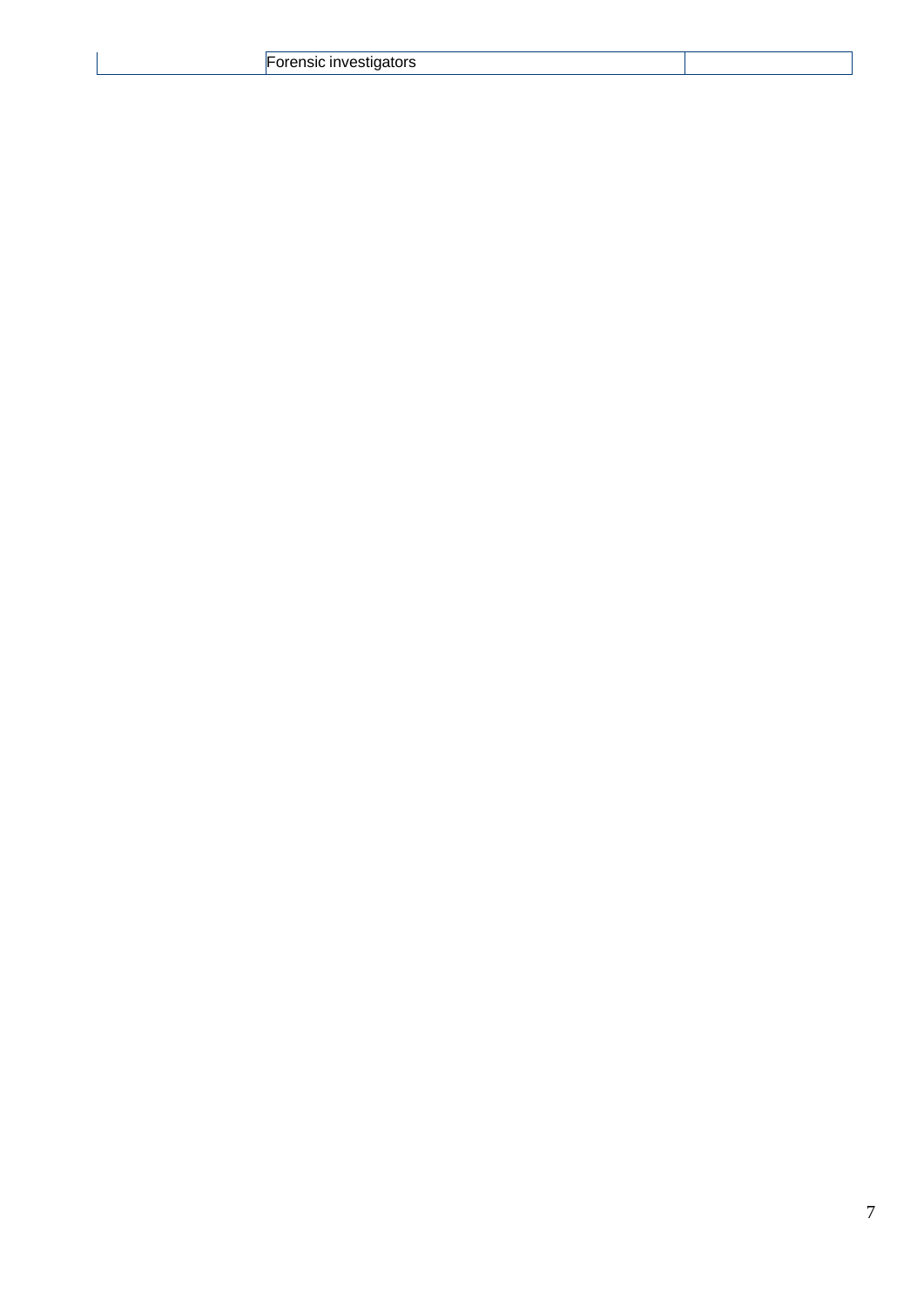| | Forensic investigators | |
| --- | --- | --- |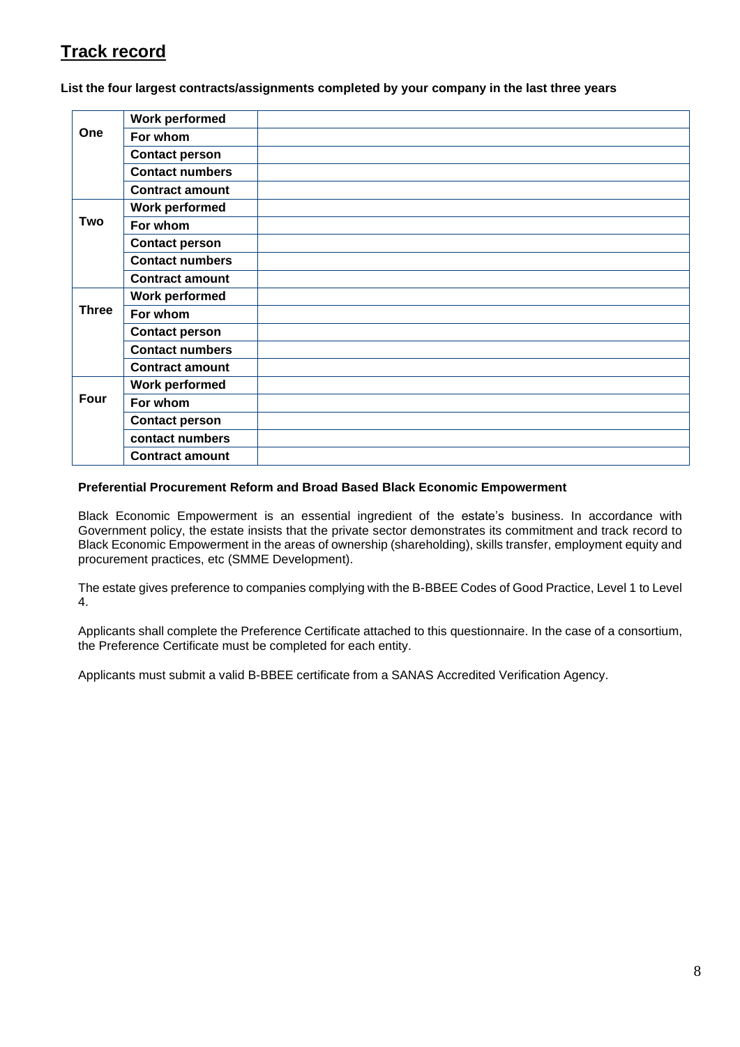## Track record

**List the four largest contracts/assignments completed by your company in the last three years**

| | | |
|---|---|---|
| **One** | **Work performed** | |
| | **For whom** | |
| | **Contact person** | |
| | **Contact numbers** | |
| | **Contract amount** | |
| **Two** | **Work performed** | |
| | **For whom** | |
| | **Contact person** | |
| | **Contact numbers** | |
| | **Contract amount** | |
| **Three** | **Work performed** | |
| | **For whom** | |
| | **Contact person** | |
| | **Contact numbers** | |
| | **Contract amount** | |
| **Four** | **Work performed** | |
| | **For whom** | |
| | **Contact person** | |
| | **contact numbers** | |
| | **Contract amount** | |

**Preferential Procurement Reform and Broad Based Black Economic Empowerment**

Black Economic Empowerment is an essential ingredient of the estate's business. In accordance with Government policy, the estate insists that the private sector demonstrates its commitment and track record to Black Economic Empowerment in the areas of ownership (shareholding), skills transfer, employment equity and procurement practices, etc (SMME Development).

The estate gives preference to companies complying with the B-BBEE Codes of Good Practice, Level 1 to Level 4.

Applicants shall complete the Preference Certificate attached to this questionnaire. In the case of a consortium, the Preference Certificate must be completed for each entity.

Applicants must submit a valid B-BBEE certificate from a SANAS Accredited Verification Agency.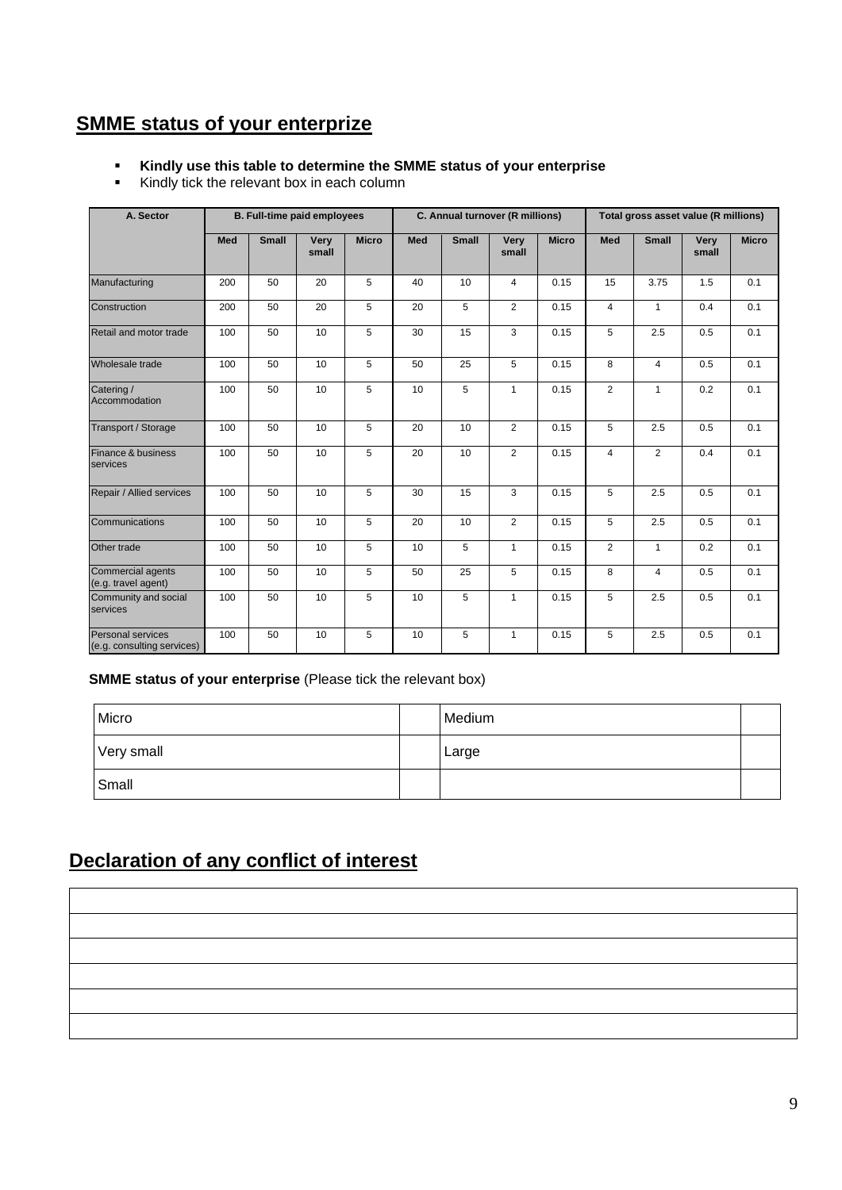## SMME status of your enterprize

- **Kindly use this table to determine the SMME status of your enterprise**
- Kindly tick the relevant box in each column

| A. Sector | B. Full-time paid employees | | | | C. Annual turnover (R millions) | | | | Total gross asset value (R millions) | | | |
|---|---|---|---|---|---|---|---|---|---|---|---|---|
| | Med | Small | Very small | Micro | Med | Small | Very small | Micro | Med | Small | Very small | Micro |
| Manufacturing | 200 | 50 | 20 | 5 | 40 | 10 | 4 | 0.15 | 15 | 3.75 | 1.5 | 0.1 |
| Construction | 200 | 50 | 20 | 5 | 20 | 5 | 2 | 0.15 | 4 | 1 | 0.4 | 0.1 |
| Retail and motor trade | 100 | 50 | 10 | 5 | 30 | 15 | 3 | 0.15 | 5 | 2.5 | 0.5 | 0.1 |
| Wholesale trade | 100 | 50 | 10 | 5 | 50 | 25 | 5 | 0.15 | 8 | 4 | 0.5 | 0.1 |
| Catering / Accommodation | 100 | 50 | 10 | 5 | 10 | 5 | 1 | 0.15 | 2 | 1 | 0.2 | 0.1 |
| Transport / Storage | 100 | 50 | 10 | 5 | 20 | 10 | 2 | 0.15 | 5 | 2.5 | 0.5 | 0.1 |
| Finance & business services | 100 | 50 | 10 | 5 | 20 | 10 | 2 | 0.15 | 4 | 2 | 0.4 | 0.1 |
| Repair / Allied services | 100 | 50 | 10 | 5 | 30 | 15 | 3 | 0.15 | 5 | 2.5 | 0.5 | 0.1 |
| Communications | 100 | 50 | 10 | 5 | 20 | 10 | 2 | 0.15 | 5 | 2.5 | 0.5 | 0.1 |
| Other trade | 100 | 50 | 10 | 5 | 10 | 5 | 1 | 0.15 | 2 | 1 | 0.2 | 0.1 |
| Commercial agents (e.g. travel agent) | 100 | 50 | 10 | 5 | 50 | 25 | 5 | 0.15 | 8 | 4 | 0.5 | 0.1 |
| Community and social services | 100 | 50 | 10 | 5 | 10 | 5 | 1 | 0.15 | 5 | 2.5 | 0.5 | 0.1 |
| Personal services (e.g. consulting services) | 100 | 50 | 10 | 5 | 10 | 5 | 1 | 0.15 | 5 | 2.5 | 0.5 | 0.1 |

**SMME status of your enterprise** (Please tick the relevant box)

| | | | |
|---|---|---|---|
| Micro | | Medium | |
| Very small | | Large | |
| Small | | | |

## Declaration of any conflict of interest

| |
|---|
| |
| |
| |
| |
| |
| |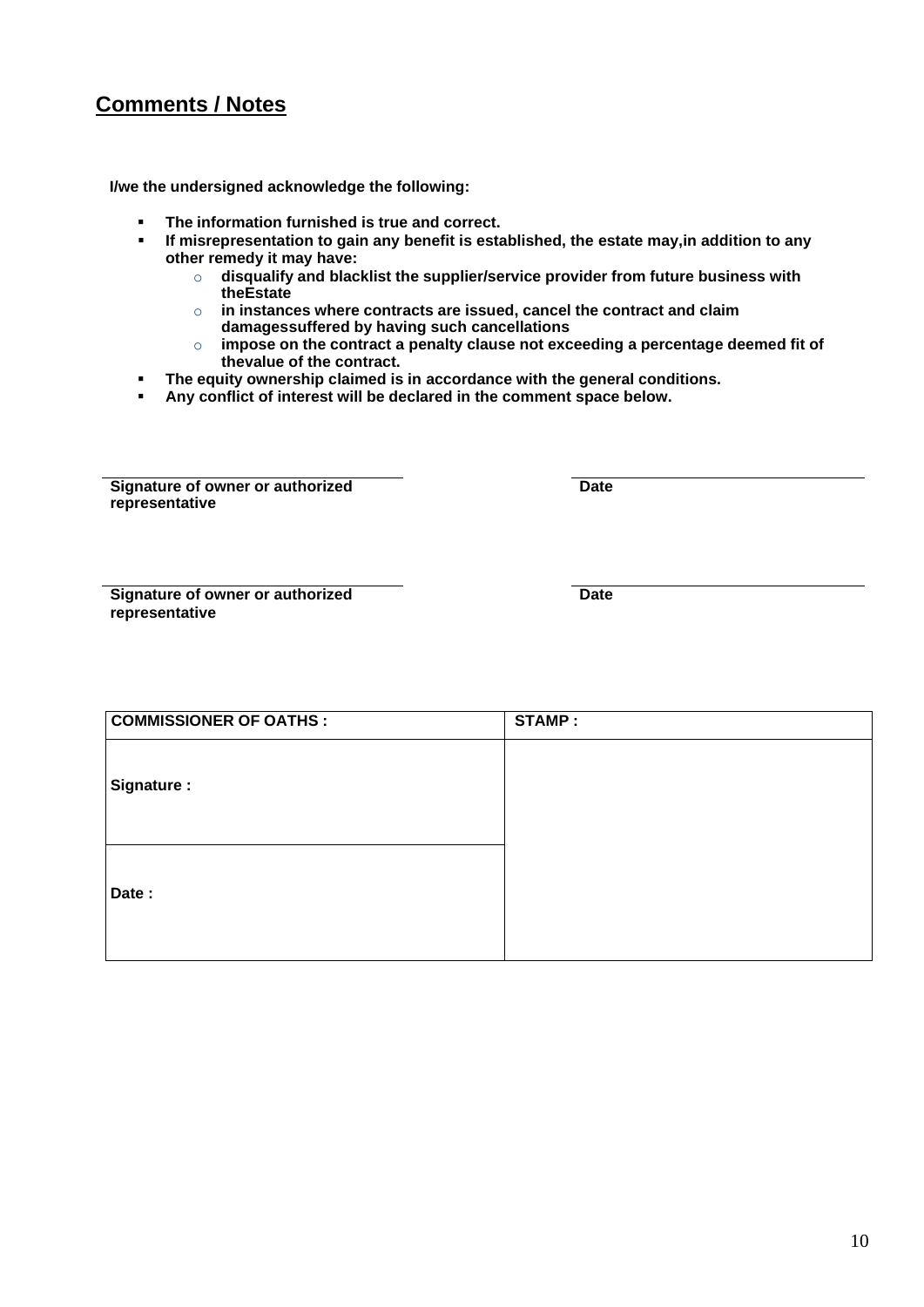## Comments / Notes

**I/we the undersigned acknowledge the following:**

- **The information furnished is true and correct.**
- **If misrepresentation to gain any benefit is established, the estate may,in addition to any other remedy it may have:**
  - **disqualify and blacklist the supplier/service provider from future business with theEstate**
  - **in instances where contracts are issued, cancel the contract and claim damagessuffered by having such cancellations**
  - **impose on the contract a penalty clause not exceeding a percentage deemed fit of thevalue of the contract.**
- **The equity ownership claimed is in accordance with the general conditions.**
- **Any conflict of interest will be declared in the comment space below.**

| **Signature of owner or authorized representative** | **Date** |
| --- | --- |

| **Signature of owner or authorized representative** | **Date** |
| --- | --- |

| **COMMISSIONER OF OATHS :** | **STAMP :** |
| --- | --- |
| **Signature :** | |
| **Date :** | |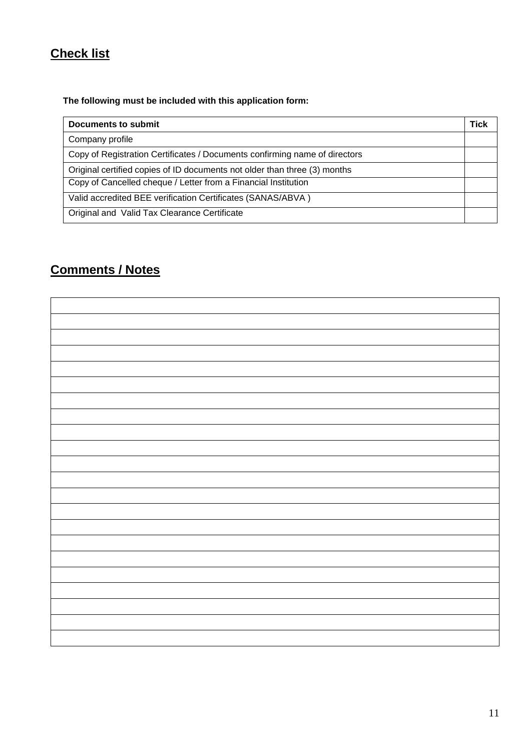## Check list

**The following must be included with this application form:**

| Documents to submit | Tick |
|---|---|
| Company profile | |
| Copy of Registration Certificates / Documents confirming name of directors | |
| Original certified copies of ID documents not older than three (3) months | |
| Copy of Cancelled cheque / Letter from a Financial Institution | |
| Valid accredited BEE verification Certificates (SANAS/ABVA ) | |
| Original and Valid Tax Clearance Certificate | |

## Comments / Notes

| |
|---|
| |
| |
| |
| |
| |
| |
| |
| |
| |
| |
| |
| |
| |
| |
| |
| |
| |
| |
| |
| |
| |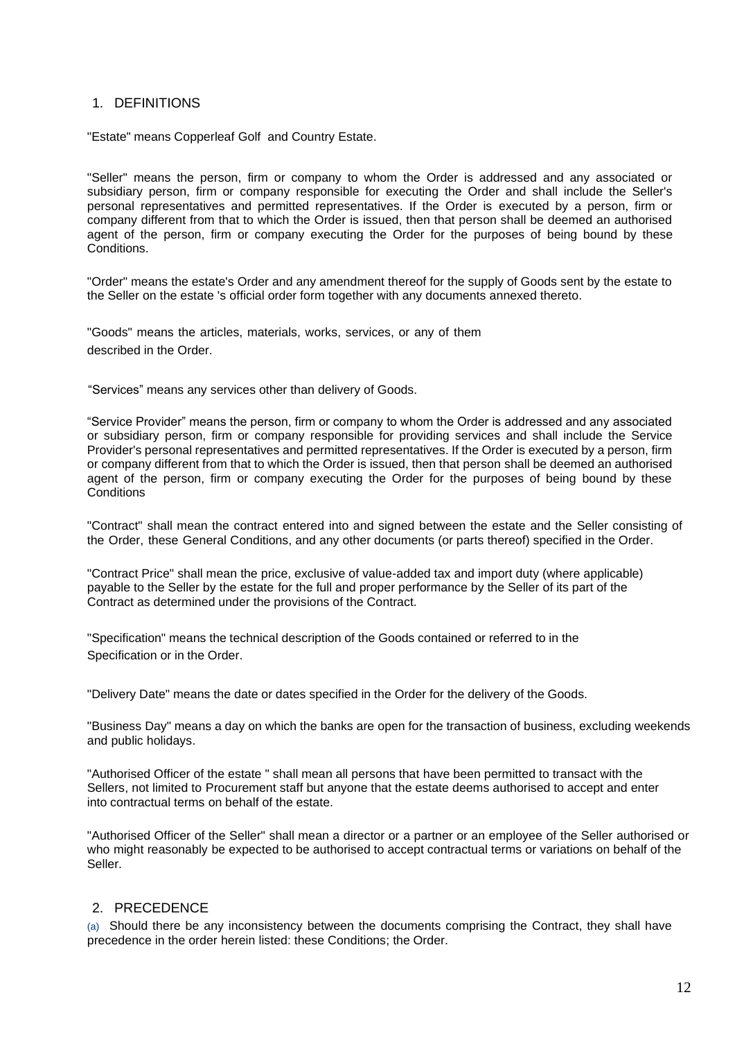## 1. DEFINITIONS

"Estate" means Copperleaf Golf and Country Estate.

"Seller" means the person, firm or company to whom the Order is addressed and any associated or subsidiary person, firm or company responsible for executing the Order and shall include the Seller's personal representatives and permitted representatives. If the Order is executed by a person, firm or company different from that to which the Order is issued, then that person shall be deemed an authorised agent of the person, firm or company executing the Order for the purposes of being bound by these Conditions.

"Order" means the estate's Order and any amendment thereof for the supply of Goods sent by the estate to the Seller on the estate 's official order form together with any documents annexed thereto.

"Goods" means the articles, materials, works, services, or any of them described in the Order.

"Services" means any services other than delivery of Goods.

"Service Provider" means the person, firm or company to whom the Order is addressed and any associated or subsidiary person, firm or company responsible for providing services and shall include the Service Provider's personal representatives and permitted representatives. If the Order is executed by a person, firm or company different from that to which the Order is issued, then that person shall be deemed an authorised agent of the person, firm or company executing the Order for the purposes of being bound by these Conditions

"Contract" shall mean the contract entered into and signed between the estate and the Seller consisting of the Order, these General Conditions, and any other documents (or parts thereof) specified in the Order.

"Contract Price" shall mean the price, exclusive of value-added tax and import duty (where applicable) payable to the Seller by the estate for the full and proper performance by the Seller of its part of the Contract as determined under the provisions of the Contract.

"Specification" means the technical description of the Goods contained or referred to in the Specification or in the Order.

"Delivery Date" means the date or dates specified in the Order for the delivery of the Goods.

"Business Day" means a day on which the banks are open for the transaction of business, excluding weekends and public holidays.

"Authorised Officer of the estate " shall mean all persons that have been permitted to transact with the Sellers, not limited to Procurement staff but anyone that the estate deems authorised to accept and enter into contractual terms on behalf of the estate.

"Authorised Officer of the Seller" shall mean a director or a partner or an employee of the Seller authorised or who might reasonably be expected to be authorised to accept contractual terms or variations on behalf of the Seller.

## 2. PRECEDENCE

(a) Should there be any inconsistency between the documents comprising the Contract, they shall have precedence in the order herein listed: these Conditions; the Order.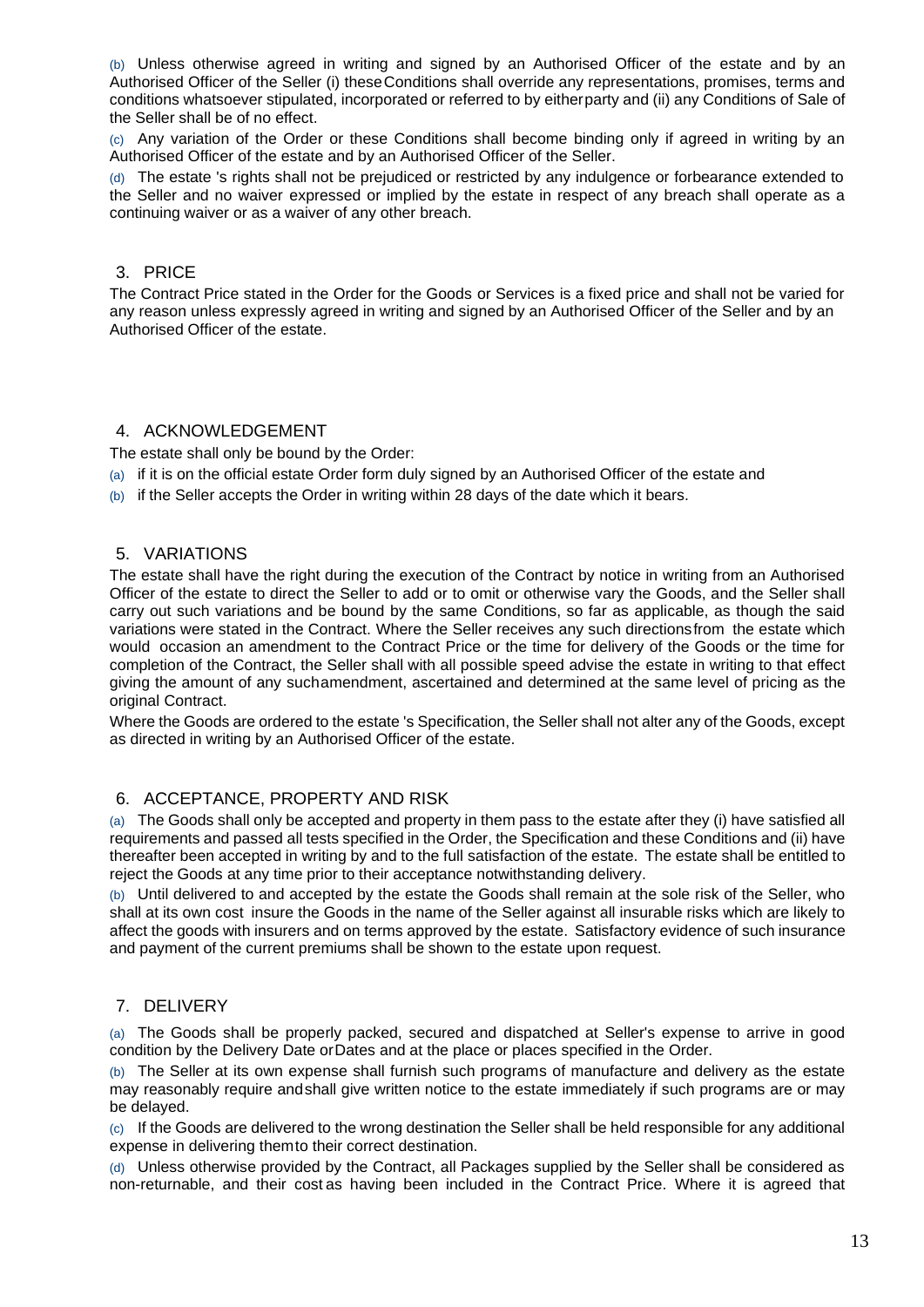(b) Unless otherwise agreed in writing and signed by an Authorised Officer of the estate and by an Authorised Officer of the Seller (i) these Conditions shall override any representations, promises, terms and conditions whatsoever stipulated, incorporated or referred to by either party and (ii) any Conditions of Sale of the Seller shall be of no effect.

(c) Any variation of the Order or these Conditions shall become binding only if agreed in writing by an Authorised Officer of the estate and by an Authorised Officer of the Seller.

(d) The estate 's rights shall not be prejudiced or restricted by any indulgence or forbearance extended to the Seller and no waiver expressed or implied by the estate in respect of any breach shall operate as a continuing waiver or as a waiver of any other breach.

## 3. PRICE

The Contract Price stated in the Order for the Goods or Services is a fixed price and shall not be varied for any reason unless expressly agreed in writing and signed by an Authorised Officer of the Seller and by an Authorised Officer of the estate.

## 4. ACKNOWLEDGEMENT

The estate shall only be bound by the Order:

(a) if it is on the official estate Order form duly signed by an Authorised Officer of the estate and

(b) if the Seller accepts the Order in writing within 28 days of the date which it bears.

## 5. VARIATIONS

The estate shall have the right during the execution of the Contract by notice in writing from an Authorised Officer of the estate to direct the Seller to add or to omit or otherwise vary the Goods, and the Seller shall carry out such variations and be bound by the same Conditions, so far as applicable, as though the said variations were stated in the Contract. Where the Seller receives any such directions from the estate which would occasion an amendment to the Contract Price or the time for delivery of the Goods or the time for completion of the Contract, the Seller shall with all possible speed advise the estate in writing to that effect giving the amount of any such amendment, ascertained and determined at the same level of pricing as the original Contract.

Where the Goods are ordered to the estate 's Specification, the Seller shall not alter any of the Goods, except as directed in writing by an Authorised Officer of the estate.

## 6. ACCEPTANCE, PROPERTY AND RISK

(a) The Goods shall only be accepted and property in them pass to the estate after they (i) have satisfied all requirements and passed all tests specified in the Order, the Specification and these Conditions and (ii) have thereafter been accepted in writing by and to the full satisfaction of the estate. The estate shall be entitled to reject the Goods at any time prior to their acceptance notwithstanding delivery.

(b) Until delivered to and accepted by the estate the Goods shall remain at the sole risk of the Seller, who shall at its own cost insure the Goods in the name of the Seller against all insurable risks which are likely to affect the goods with insurers and on terms approved by the estate. Satisfactory evidence of such insurance and payment of the current premiums shall be shown to the estate upon request.

## 7. DELIVERY

(a) The Goods shall be properly packed, secured and dispatched at Seller's expense to arrive in good condition by the Delivery Date or Dates and at the place or places specified in the Order.

(b) The Seller at its own expense shall furnish such programs of manufacture and delivery as the estate may reasonably require and shall give written notice to the estate immediately if such programs are or may be delayed.

(c) If the Goods are delivered to the wrong destination the Seller shall be held responsible for any additional expense in delivering them to their correct destination.

(d) Unless otherwise provided by the Contract, all Packages supplied by the Seller shall be considered as non-returnable, and their cost as having been included in the Contract Price. Where it is agreed that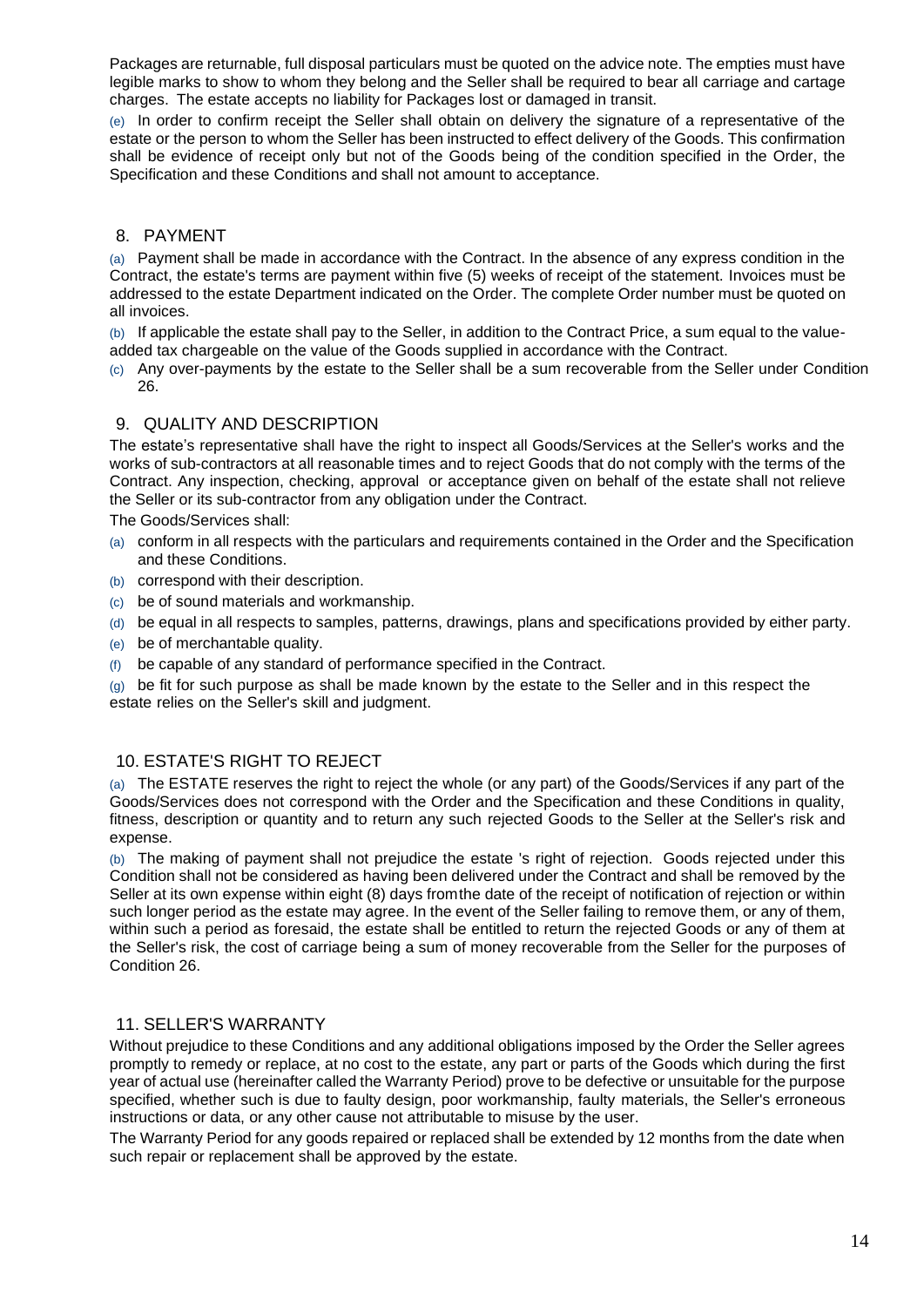Packages are returnable, full disposal particulars must be quoted on the advice note. The empties must have legible marks to show to whom they belong and the Seller shall be required to bear all carriage and cartage charges. The estate accepts no liability for Packages lost or damaged in transit.

(e) In order to confirm receipt the Seller shall obtain on delivery the signature of a representative of the estate or the person to whom the Seller has been instructed to effect delivery of the Goods. This confirmation shall be evidence of receipt only but not of the Goods being of the condition specified in the Order, the Specification and these Conditions and shall not amount to acceptance.

## 8. PAYMENT

(a) Payment shall be made in accordance with the Contract. In the absence of any express condition in the Contract, the estate's terms are payment within five (5) weeks of receipt of the statement. Invoices must be addressed to the estate Department indicated on the Order. The complete Order number must be quoted on all invoices.

(b) If applicable the estate shall pay to the Seller, in addition to the Contract Price, a sum equal to the value-added tax chargeable on the value of the Goods supplied in accordance with the Contract.

(c) Any over-payments by the estate to the Seller shall be a sum recoverable from the Seller under Condition 26.

## 9. QUALITY AND DESCRIPTION

The estate's representative shall have the right to inspect all Goods/Services at the Seller's works and the works of sub-contractors at all reasonable times and to reject Goods that do not comply with the terms of the Contract. Any inspection, checking, approval or acceptance given on behalf of the estate shall not relieve the Seller or its sub-contractor from any obligation under the Contract.

The Goods/Services shall:

(a) conform in all respects with the particulars and requirements contained in the Order and the Specification and these Conditions.

(b) correspond with their description.

(c) be of sound materials and workmanship.

(d) be equal in all respects to samples, patterns, drawings, plans and specifications provided by either party.

(e) be of merchantable quality.

(f) be capable of any standard of performance specified in the Contract.

(g) be fit for such purpose as shall be made known by the estate to the Seller and in this respect the estate relies on the Seller's skill and judgment.

## 10. ESTATE'S RIGHT TO REJECT

(a) The ESTATE reserves the right to reject the whole (or any part) of the Goods/Services if any part of the Goods/Services does not correspond with the Order and the Specification and these Conditions in quality, fitness, description or quantity and to return any such rejected Goods to the Seller at the Seller's risk and expense.

(b) The making of payment shall not prejudice the estate 's right of rejection. Goods rejected under this Condition shall not be considered as having been delivered under the Contract and shall be removed by the Seller at its own expense within eight (8) days fromthe date of the receipt of notification of rejection or within such longer period as the estate may agree. In the event of the Seller failing to remove them, or any of them, within such a period as foresaid, the estate shall be entitled to return the rejected Goods or any of them at the Seller's risk, the cost of carriage being a sum of money recoverable from the Seller for the purposes of Condition 26.

## 11. SELLER'S WARRANTY

Without prejudice to these Conditions and any additional obligations imposed by the Order the Seller agrees promptly to remedy or replace, at no cost to the estate, any part or parts of the Goods which during the first year of actual use (hereinafter called the Warranty Period) prove to be defective or unsuitable for the purpose specified, whether such is due to faulty design, poor workmanship, faulty materials, the Seller's erroneous instructions or data, or any other cause not attributable to misuse by the user.

The Warranty Period for any goods repaired or replaced shall be extended by 12 months from the date when such repair or replacement shall be approved by the estate.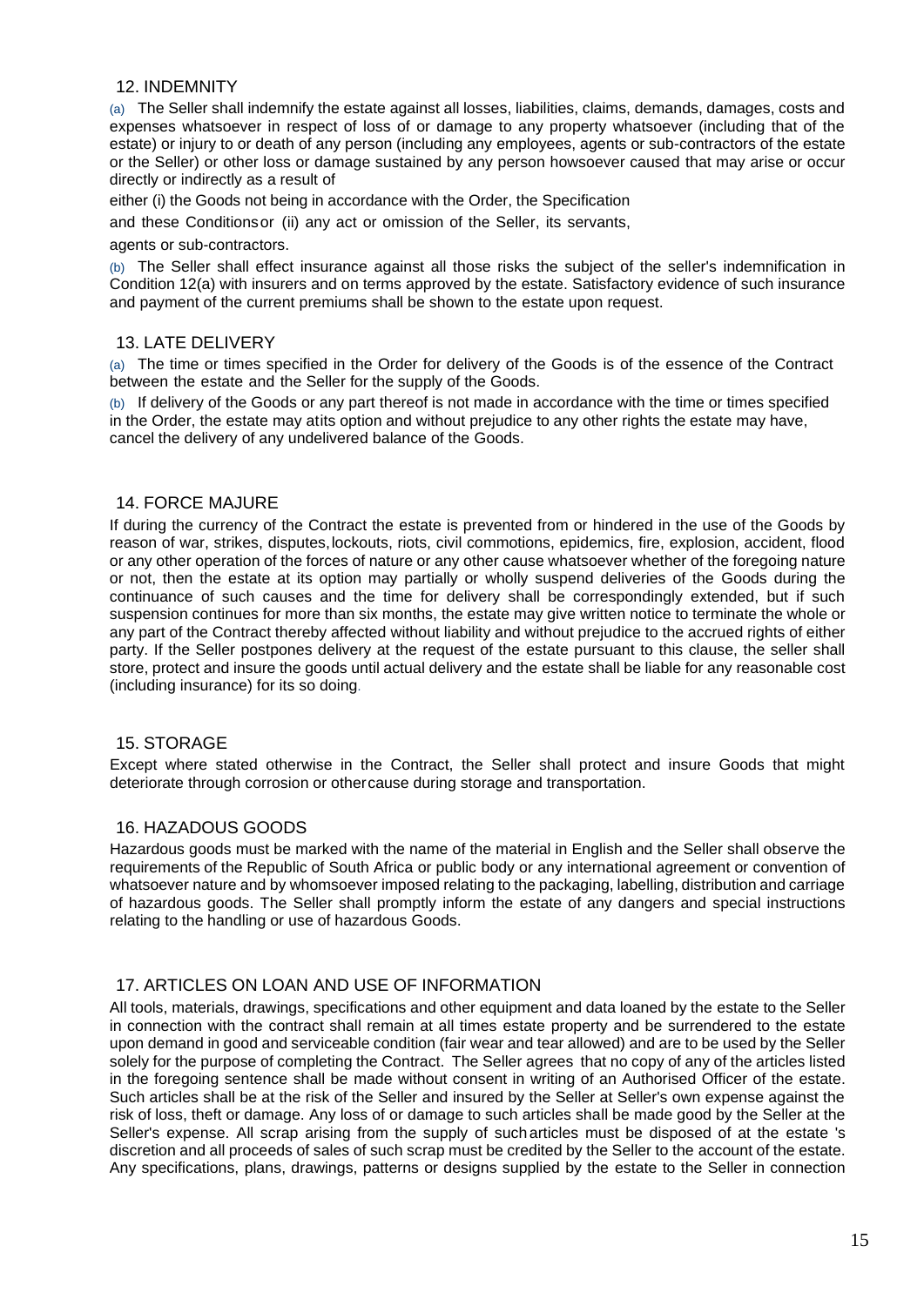## 12. INDEMNITY

(a) The Seller shall indemnify the estate against all losses, liabilities, claims, demands, damages, costs and expenses whatsoever in respect of loss of or damage to any property whatsoever (including that of the estate) or injury to or death of any person (including any employees, agents or sub-contractors of the estate or the Seller) or other loss or damage sustained by any person howsoever caused that may arise or occur directly or indirectly as a result of

either (i) the Goods not being in accordance with the Order, the Specification

and these Conditionsor (ii) any act or omission of the Seller, its servants,

agents or sub-contractors.

(b) The Seller shall effect insurance against all those risks the subject of the seller's indemnification in Condition 12(a) with insurers and on terms approved by the estate. Satisfactory evidence of such insurance and payment of the current premiums shall be shown to the estate upon request.

## 13. LATE DELIVERY

(a) The time or times specified in the Order for delivery of the Goods is of the essence of the Contract between the estate and the Seller for the supply of the Goods.

(b) If delivery of the Goods or any part thereof is not made in accordance with the time or times specified in the Order, the estate may atits option and without prejudice to any other rights the estate may have, cancel the delivery of any undelivered balance of the Goods.

## 14. FORCE MAJURE

If during the currency of the Contract the estate is prevented from or hindered in the use of the Goods by reason of war, strikes, disputes, lockouts, riots, civil commotions, epidemics, fire, explosion, accident, flood or any other operation of the forces of nature or any other cause whatsoever whether of the foregoing nature or not, then the estate at its option may partially or wholly suspend deliveries of the Goods during the continuance of such causes and the time for delivery shall be correspondingly extended, but if such suspension continues for more than six months, the estate may give written notice to terminate the whole or any part of the Contract thereby affected without liability and without prejudice to the accrued rights of either party. If the Seller postpones delivery at the request of the estate pursuant to this clause, the seller shall store, protect and insure the goods until actual delivery and the estate shall be liable for any reasonable cost (including insurance) for its so doing.

## 15. STORAGE

Except where stated otherwise in the Contract, the Seller shall protect and insure Goods that might deteriorate through corrosion or othercause during storage and transportation.

## 16. HAZADOUS GOODS

Hazardous goods must be marked with the name of the material in English and the Seller shall observe the requirements of the Republic of South Africa or public body or any international agreement or convention of whatsoever nature and by whomsoever imposed relating to the packaging, labelling, distribution and carriage of hazardous goods. The Seller shall promptly inform the estate of any dangers and special instructions relating to the handling or use of hazardous Goods.

## 17. ARTICLES ON LOAN AND USE OF INFORMATION

All tools, materials, drawings, specifications and other equipment and data loaned by the estate to the Seller in connection with the contract shall remain at all times estate property and be surrendered to the estate upon demand in good and serviceable condition (fair wear and tear allowed) and are to be used by the Seller solely for the purpose of completing the Contract. The Seller agrees that no copy of any of the articles listed in the foregoing sentence shall be made without consent in writing of an Authorised Officer of the estate. Such articles shall be at the risk of the Seller and insured by the Seller at Seller's own expense against the risk of loss, theft or damage. Any loss of or damage to such articles shall be made good by the Seller at the Seller's expense. All scrap arising from the supply of sucharticles must be disposed of at the estate 's discretion and all proceeds of sales of such scrap must be credited by the Seller to the account of the estate. Any specifications, plans, drawings, patterns or designs supplied by the estate to the Seller in connection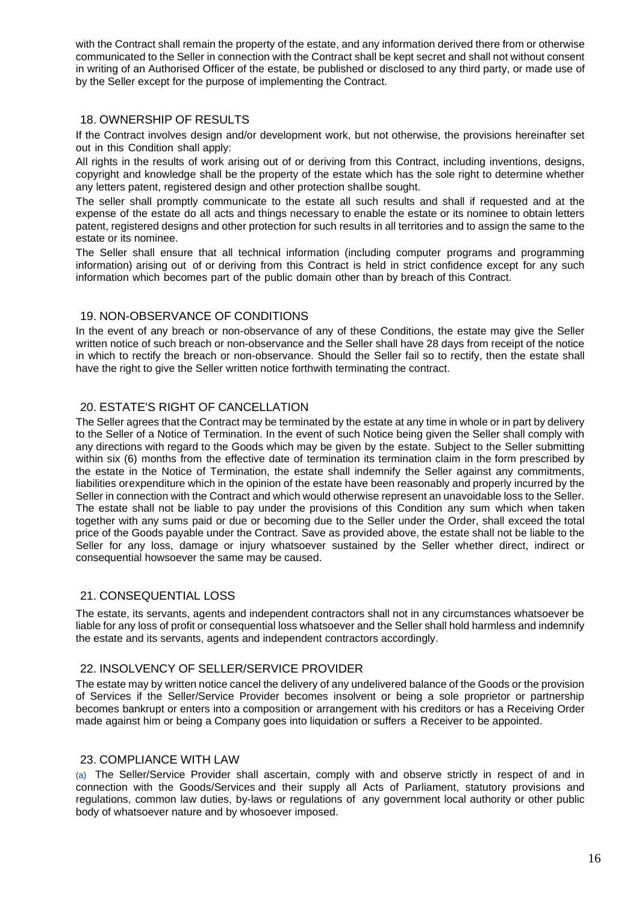with the Contract shall remain the property of the estate, and any information derived there from or otherwise communicated to the Seller in connection with the Contract shall be kept secret and shall not without consent in writing of an Authorised Officer of the estate, be published or disclosed to any third party, or made use of by the Seller except for the purpose of implementing the Contract.

## 18. OWNERSHIP OF RESULTS

If the Contract involves design and/or development work, but not otherwise, the provisions hereinafter set out in this Condition shall apply:

All rights in the results of work arising out of or deriving from this Contract, including inventions, designs, copyright and knowledge shall be the property of the estate which has the sole right to determine whether any letters patent, registered design and other protection shallbe sought.

The seller shall promptly communicate to the estate all such results and shall if requested and at the expense of the estate do all acts and things necessary to enable the estate or its nominee to obtain letters patent, registered designs and other protection for such results in all territories and to assign the same to the estate or its nominee.

The Seller shall ensure that all technical information (including computer programs and programming information) arising out of or deriving from this Contract is held in strict confidence except for any such information which becomes part of the public domain other than by breach of this Contract.

## 19. NON-OBSERVANCE OF CONDITIONS

In the event of any breach or non-observance of any of these Conditions, the estate may give the Seller written notice of such breach or non-observance and the Seller shall have 28 days from receipt of the notice in which to rectify the breach or non-observance. Should the Seller fail so to rectify, then the estate shall have the right to give the Seller written notice forthwith terminating the contract.

## 20. ESTATE'S RIGHT OF CANCELLATION

The Seller agrees that the Contract may be terminated by the estate at any time in whole or in part by delivery to the Seller of a Notice of Termination. In the event of such Notice being given the Seller shall comply with any directions with regard to the Goods which may be given by the estate. Subject to the Seller submitting within six (6) months from the effective date of termination its termination claim in the form prescribed by the estate in the Notice of Termination, the estate shall indemnify the Seller against any commitments, liabilities orexpenditure which in the opinion of the estate have been reasonably and properly incurred by the Seller in connection with the Contract and which would otherwise represent an unavoidable loss to the Seller. The estate shall not be liable to pay under the provisions of this Condition any sum which when taken together with any sums paid or due or becoming due to the Seller under the Order, shall exceed the total price of the Goods payable under the Contract. Save as provided above, the estate shall not be liable to the Seller for any loss, damage or injury whatsoever sustained by the Seller whether direct, indirect or consequential howsoever the same may be caused.

## 21. CONSEQUENTIAL LOSS

The estate, its servants, agents and independent contractors shall not in any circumstances whatsoever be liable for any loss of profit or consequential loss whatsoever and the Seller shall hold harmless and indemnify the estate and its servants, agents and independent contractors accordingly.

## 22. INSOLVENCY OF SELLER/SERVICE PROVIDER

The estate may by written notice cancel the delivery of any undelivered balance of the Goods or the provision of Services if the Seller/Service Provider becomes insolvent or being a sole proprietor or partnership becomes bankrupt or enters into a composition or arrangement with his creditors or has a Receiving Order made against him or being a Company goes into liquidation or suffers a Receiver to be appointed.

## 23. COMPLIANCE WITH LAW

(a) The Seller/Service Provider shall ascertain, comply with and observe strictly in respect of and in connection with the Goods/Services and their supply all Acts of Parliament, statutory provisions and regulations, common law duties, by-laws or regulations of any government local authority or other public body of whatsoever nature and by whosoever imposed.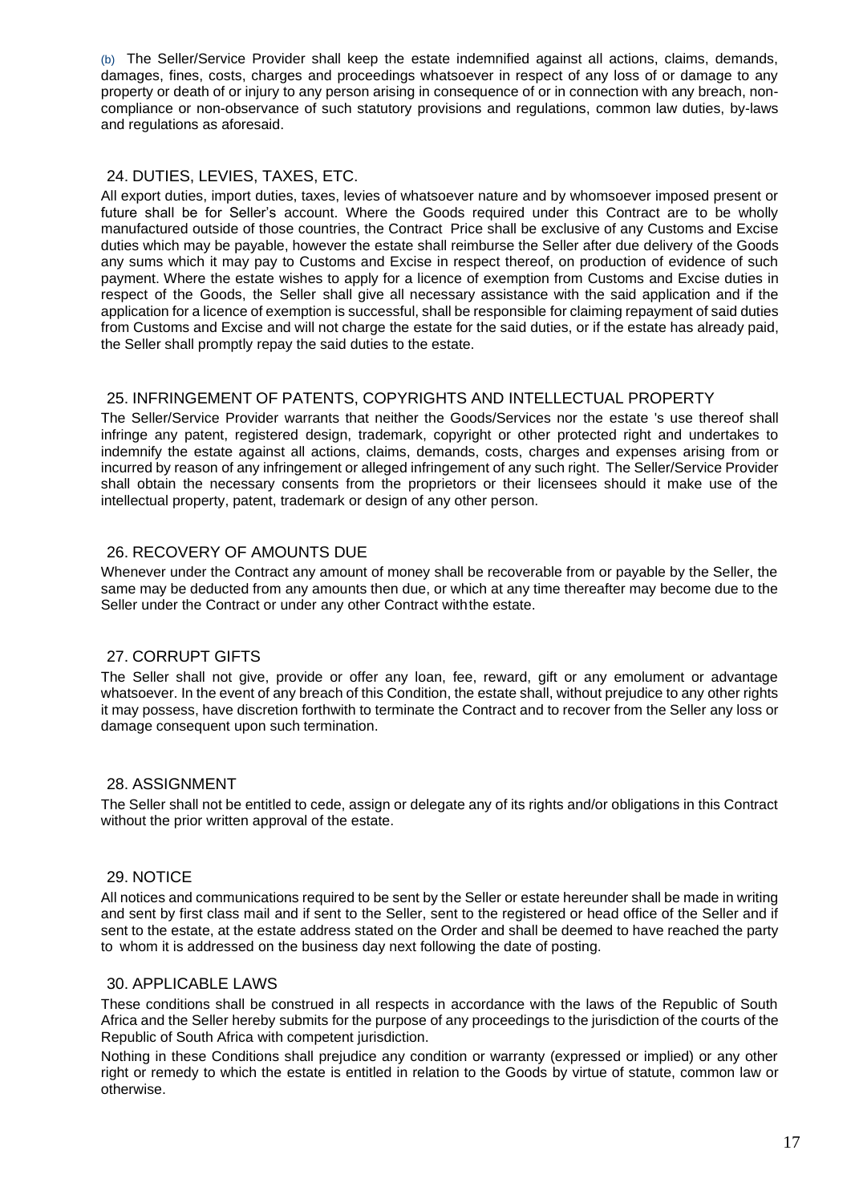(b) The Seller/Service Provider shall keep the estate indemnified against all actions, claims, demands, damages, fines, costs, charges and proceedings whatsoever in respect of any loss of or damage to any property or death of or injury to any person arising in consequence of or in connection with any breach, non-compliance or non-observance of such statutory provisions and regulations, common law duties, by-laws and regulations as aforesaid.

## 24. DUTIES, LEVIES, TAXES, ETC.

All export duties, import duties, taxes, levies of whatsoever nature and by whomsoever imposed present or future shall be for Seller's account. Where the Goods required under this Contract are to be wholly manufactured outside of those countries, the Contract Price shall be exclusive of any Customs and Excise duties which may be payable, however the estate shall reimburse the Seller after due delivery of the Goods any sums which it may pay to Customs and Excise in respect thereof, on production of evidence of such payment. Where the estate wishes to apply for a licence of exemption from Customs and Excise duties in respect of the Goods, the Seller shall give all necessary assistance with the said application and if the application for a licence of exemption is successful, shall be responsible for claiming repayment of said duties from Customs and Excise and will not charge the estate for the said duties, or if the estate has already paid, the Seller shall promptly repay the said duties to the estate.

## 25. INFRINGEMENT OF PATENTS, COPYRIGHTS AND INTELLECTUAL PROPERTY

The Seller/Service Provider warrants that neither the Goods/Services nor the estate 's use thereof shall infringe any patent, registered design, trademark, copyright or other protected right and undertakes to indemnify the estate against all actions, claims, demands, costs, charges and expenses arising from or incurred by reason of any infringement or alleged infringement of any such right. The Seller/Service Provider shall obtain the necessary consents from the proprietors or their licensees should it make use of the intellectual property, patent, trademark or design of any other person.

## 26. RECOVERY OF AMOUNTS DUE

Whenever under the Contract any amount of money shall be recoverable from or payable by the Seller, the same may be deducted from any amounts then due, or which at any time thereafter may become due to the Seller under the Contract or under any other Contract withthe estate.

## 27. CORRUPT GIFTS

The Seller shall not give, provide or offer any loan, fee, reward, gift or any emolument or advantage whatsoever. In the event of any breach of this Condition, the estate shall, without prejudice to any other rights it may possess, have discretion forthwith to terminate the Contract and to recover from the Seller any loss or damage consequent upon such termination.

## 28. ASSIGNMENT

The Seller shall not be entitled to cede, assign or delegate any of its rights and/or obligations in this Contract without the prior written approval of the estate.

## 29. NOTICE

All notices and communications required to be sent by the Seller or estate hereunder shall be made in writing and sent by first class mail and if sent to the Seller, sent to the registered or head office of the Seller and if sent to the estate, at the estate address stated on the Order and shall be deemed to have reached the party to whom it is addressed on the business day next following the date of posting.

## 30. APPLICABLE LAWS

These conditions shall be construed in all respects in accordance with the laws of the Republic of South Africa and the Seller hereby submits for the purpose of any proceedings to the jurisdiction of the courts of the Republic of South Africa with competent jurisdiction.

Nothing in these Conditions shall prejudice any condition or warranty (expressed or implied) or any other right or remedy to which the estate is entitled in relation to the Goods by virtue of statute, common law or otherwise.